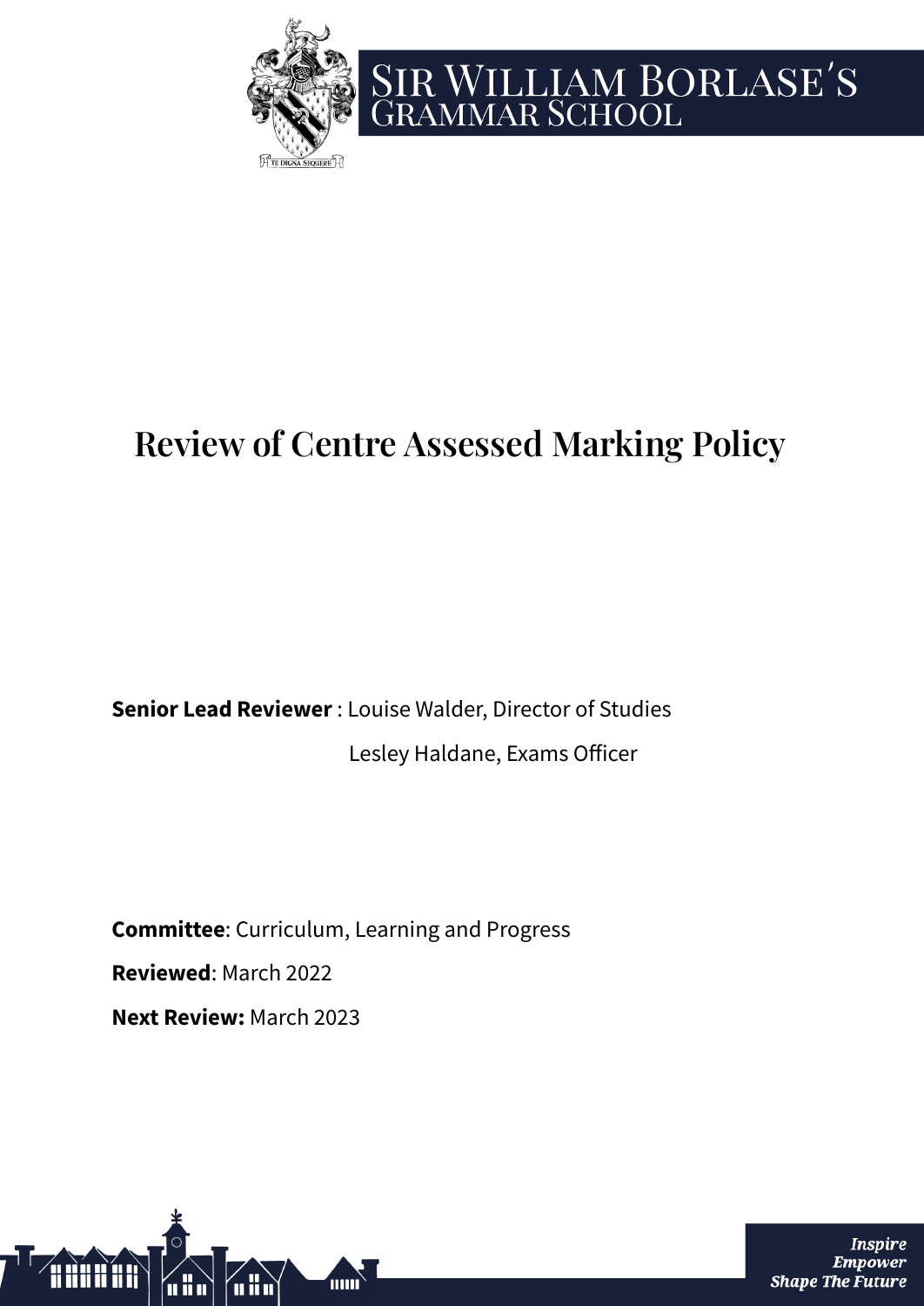# Sir William Borlase's Grammar School

# Review of Centre Assessed Marking Policy

**Senior Lead Reviewer** : Louise Walder, Director of Studies

Lesley Haldane, Exams Officer

**Committee**: Curriculum, Learning and Progress

**Reviewed**: March 2022

**Next Review:** March 2023

*Inspire*
*Empower*
*Shape The Future*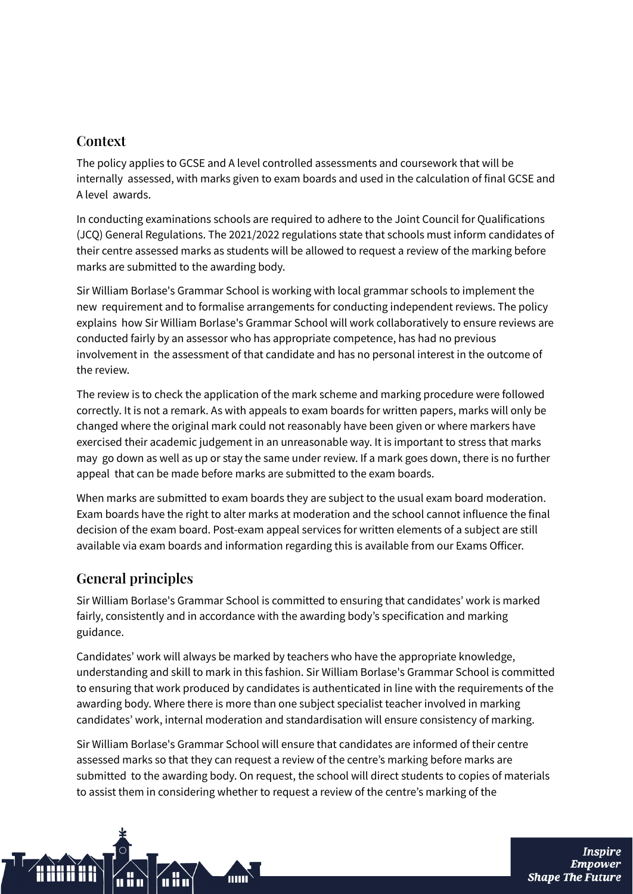## Context

The policy applies to GCSE and A level controlled assessments and coursework that will be internally assessed, with marks given to exam boards and used in the calculation of final GCSE and A level awards.

In conducting examinations schools are required to adhere to the Joint Council for Qualifications (JCQ) General Regulations. The 2021/2022 regulations state that schools must inform candidates of their centre assessed marks as students will be allowed to request a review of the marking before marks are submitted to the awarding body.

Sir William Borlase's Grammar School is working with local grammar schools to implement the new requirement and to formalise arrangements for conducting independent reviews. The policy explains how Sir William Borlase's Grammar School will work collaboratively to ensure reviews are conducted fairly by an assessor who has appropriate competence, has had no previous involvement in the assessment of that candidate and has no personal interest in the outcome of the review.

The review is to check the application of the mark scheme and marking procedure were followed correctly. It is not a remark. As with appeals to exam boards for written papers, marks will only be changed where the original mark could not reasonably have been given or where markers have exercised their academic judgement in an unreasonable way. It is important to stress that marks may go down as well as up or stay the same under review. If a mark goes down, there is no further appeal that can be made before marks are submitted to the exam boards.

When marks are submitted to exam boards they are subject to the usual exam board moderation. Exam boards have the right to alter marks at moderation and the school cannot influence the final decision of the exam board. Post-exam appeal services for written elements of a subject are still available via exam boards and information regarding this is available from our Exams Officer.

## General principles

Sir William Borlase's Grammar School is committed to ensuring that candidates' work is marked fairly, consistently and in accordance with the awarding body's specification and marking guidance.

Candidates' work will always be marked by teachers who have the appropriate knowledge, understanding and skill to mark in this fashion. Sir William Borlase's Grammar School is committed to ensuring that work produced by candidates is authenticated in line with the requirements of the awarding body. Where there is more than one subject specialist teacher involved in marking candidates' work, internal moderation and standardisation will ensure consistency of marking.

Sir William Borlase's Grammar School will ensure that candidates are informed of their centre assessed marks so that they can request a review of the centre's marking before marks are submitted to the awarding body. On request, the school will direct students to copies of materials to assist them in considering whether to request a review of the centre's marking of the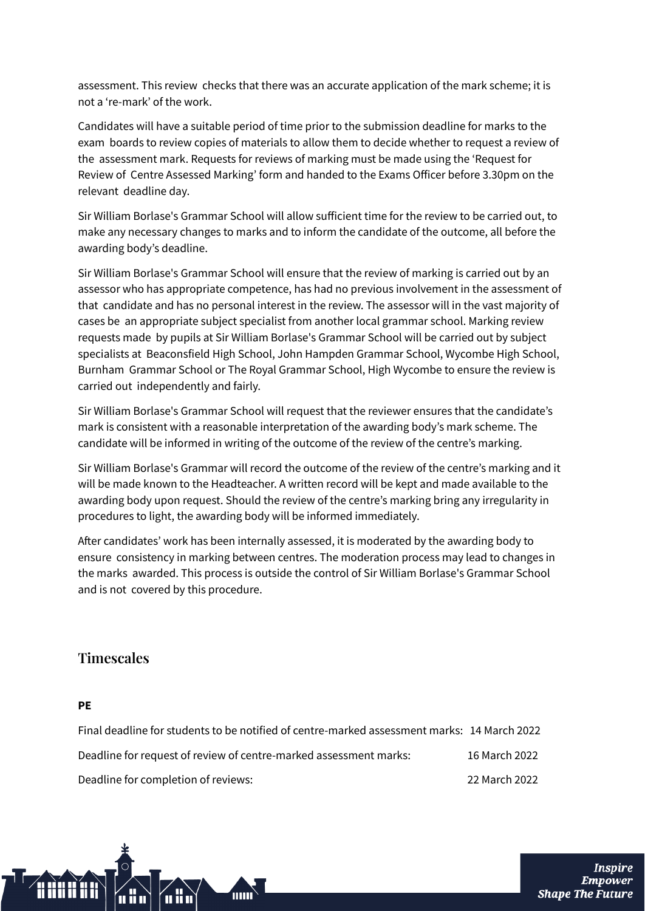assessment. This review checks that there was an accurate application of the mark scheme; it is not a 're-mark' of the work.

Candidates will have a suitable period of time prior to the submission deadline for marks to the exam boards to review copies of materials to allow them to decide whether to request a review of the assessment mark. Requests for reviews of marking must be made using the 'Request for Review of Centre Assessed Marking' form and handed to the Exams Officer before 3.30pm on the relevant deadline day.

Sir William Borlase's Grammar School will allow sufficient time for the review to be carried out, to make any necessary changes to marks and to inform the candidate of the outcome, all before the awarding body's deadline.

Sir William Borlase's Grammar School will ensure that the review of marking is carried out by an assessor who has appropriate competence, has had no previous involvement in the assessment of that candidate and has no personal interest in the review. The assessor will in the vast majority of cases be an appropriate subject specialist from another local grammar school. Marking review requests made by pupils at Sir William Borlase's Grammar School will be carried out by subject specialists at Beaconsfield High School, John Hampden Grammar School, Wycombe High School, Burnham Grammar School or The Royal Grammar School, High Wycombe to ensure the review is carried out independently and fairly.

Sir William Borlase's Grammar School will request that the reviewer ensures that the candidate's mark is consistent with a reasonable interpretation of the awarding body's mark scheme. The candidate will be informed in writing of the outcome of the review of the centre's marking.

Sir William Borlase's Grammar will record the outcome of the review of the centre's marking and it will be made known to the Headteacher. A written record will be kept and made available to the awarding body upon request. Should the review of the centre's marking bring any irregularity in procedures to light, the awarding body will be informed immediately.

After candidates' work has been internally assessed, it is moderated by the awarding body to ensure consistency in marking between centres. The moderation process may lead to changes in the marks awarded. This process is outside the control of Sir William Borlase's Grammar School and is not covered by this procedure.

## Timescales

**PE**

| | |
|---|---|
| Final deadline for students to be notified of centre-marked assessment marks: | 14 March 2022 |
| Deadline for request of review of centre-marked assessment marks: | 16 March 2022 |
| Deadline for completion of reviews: | 22 March 2022 |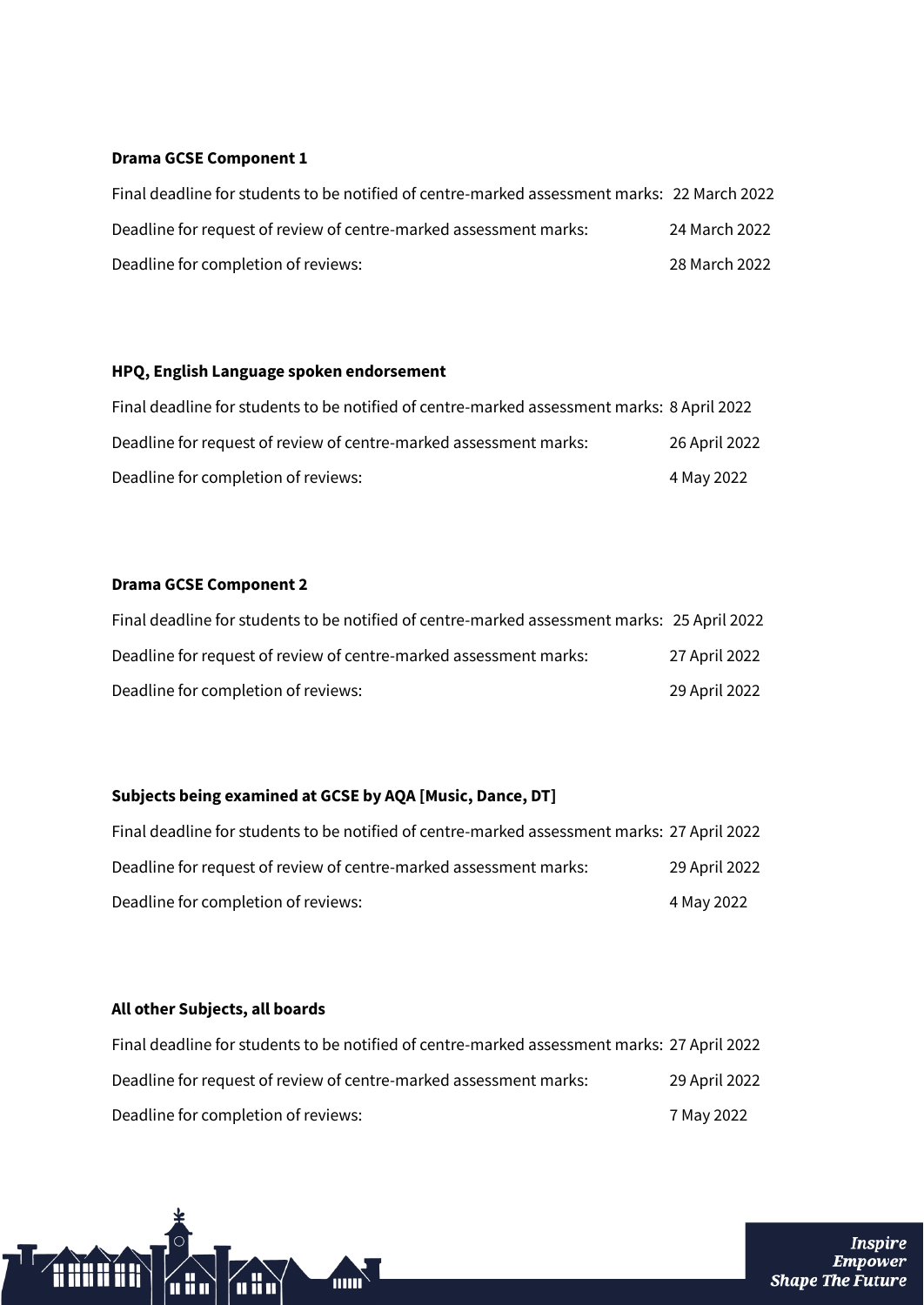**Drama GCSE Component 1**

Final deadline for students to be notified of centre-marked assessment marks: 22 March 2022

Deadline for request of review of centre-marked assessment marks: 24 March 2022

Deadline for completion of reviews: 28 March 2022

**HPQ, English Language spoken endorsement**

Final deadline for students to be notified of centre-marked assessment marks: 8 April 2022

Deadline for request of review of centre-marked assessment marks: 26 April 2022

Deadline for completion of reviews: 4 May 2022

**Drama GCSE Component 2**

Final deadline for students to be notified of centre-marked assessment marks: 25 April 2022

Deadline for request of review of centre-marked assessment marks: 27 April 2022

Deadline for completion of reviews: 29 April 2022

**Subjects being examined at GCSE by AQA [Music, Dance, DT]**

Final deadline for students to be notified of centre-marked assessment marks: 27 April 2022

Deadline for request of review of centre-marked assessment marks: 29 April 2022

Deadline for completion of reviews: 4 May 2022

**All other Subjects, all boards**

Final deadline for students to be notified of centre-marked assessment marks: 27 April 2022

Deadline for request of review of centre-marked assessment marks: 29 April 2022

Deadline for completion of reviews: 7 May 2022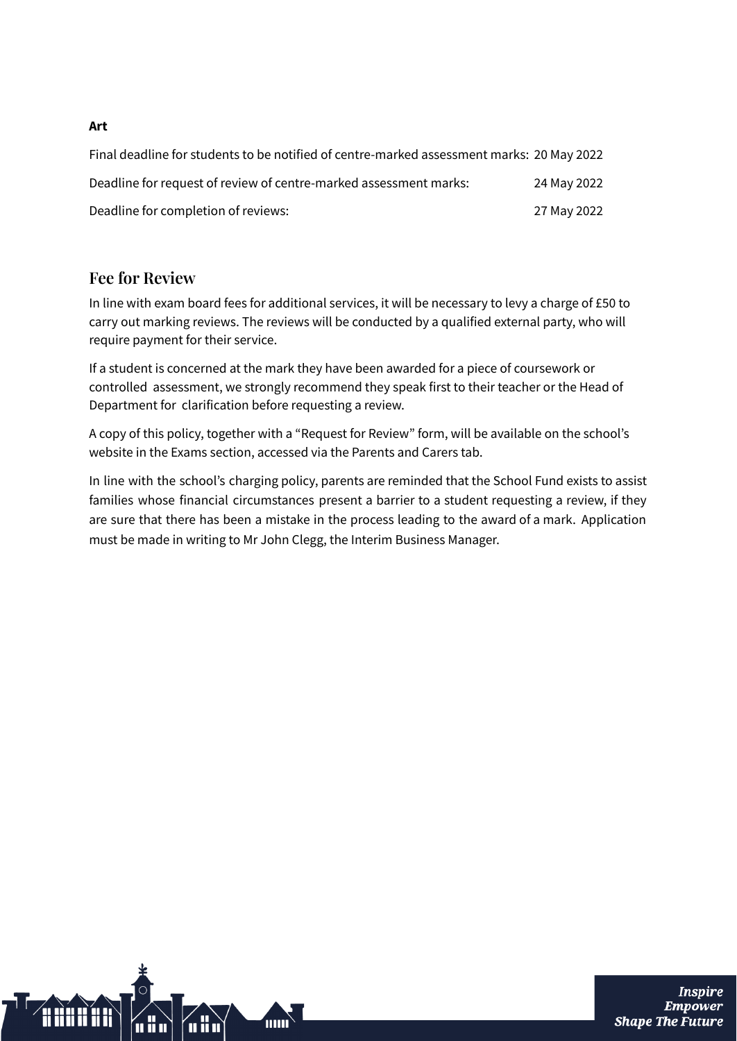**Art**

| | |
|---|---|
| Final deadline for students to be notified of centre-marked assessment marks: | 20 May 2022 |
| Deadline for request of review of centre-marked assessment marks: | 24 May 2022 |
| Deadline for completion of reviews: | 27 May 2022 |

## Fee for Review

In line with exam board fees for additional services, it will be necessary to levy a charge of £50 to carry out marking reviews. The reviews will be conducted by a qualified external party, who will require payment for their service.

If a student is concerned at the mark they have been awarded for a piece of coursework or controlled assessment, we strongly recommend they speak first to their teacher or the Head of Department for clarification before requesting a review.

A copy of this policy, together with a "Request for Review" form, will be available on the school's website in the Exams section, accessed via the Parents and Carers tab.

In line with the school's charging policy, parents are reminded that the School Fund exists to assist families whose financial circumstances present a barrier to a student requesting a review, if they are sure that there has been a mistake in the process leading to the award of a mark. Application must be made in writing to Mr John Clegg, the Interim Business Manager.